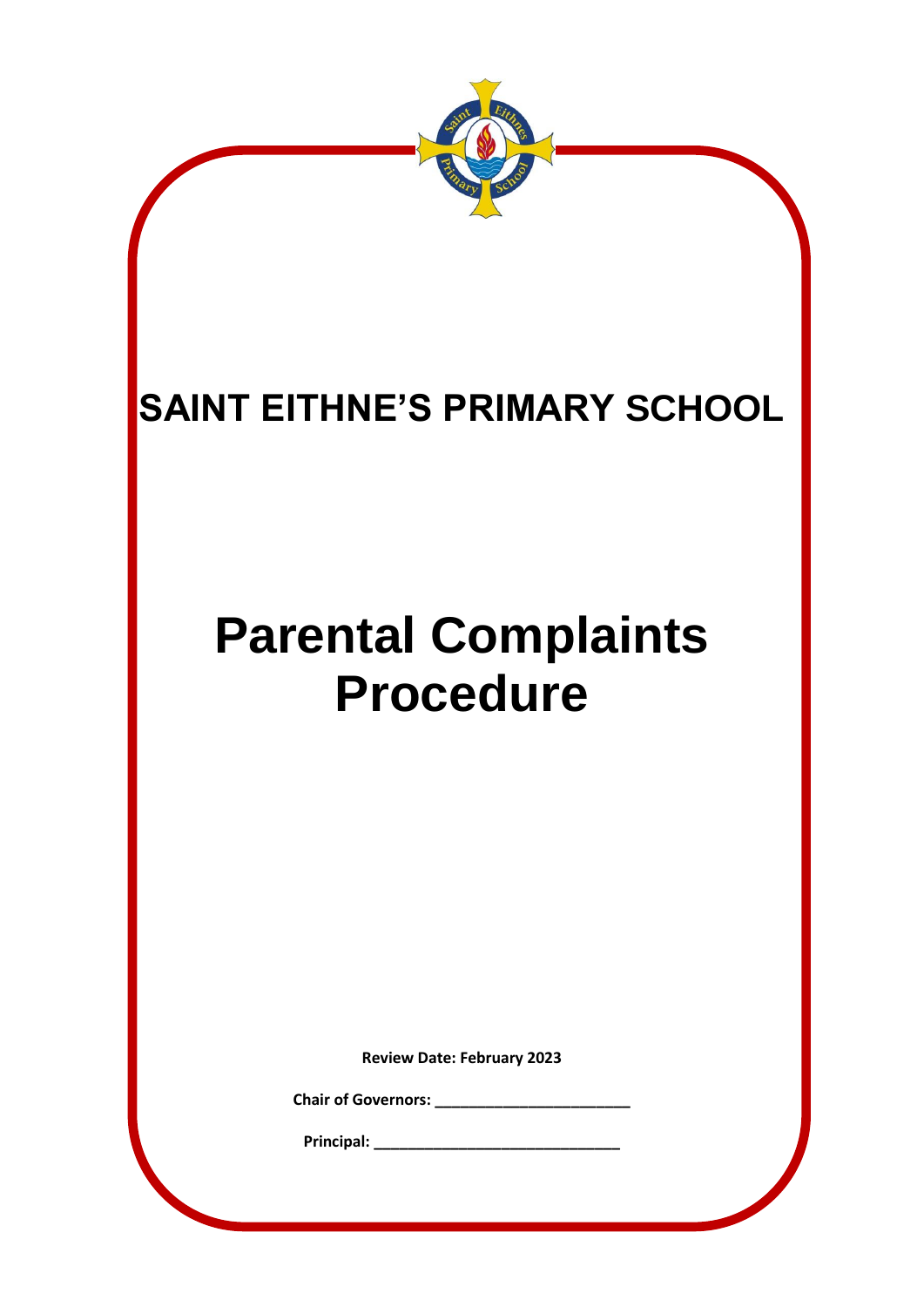# SAINT EITHNE'S PRIMARY SCHOOL

# Parental Complaints Procedure

**Review Date: February 2023**

**Chair of Governors: \_\_\_\_\_\_\_\_\_\_\_\_\_\_\_\_\_\_\_\_\_\_\_\_\_**

**Principal: \_\_\_\_\_\_\_\_\_\_\_\_\_\_\_\_\_\_\_\_\_\_\_\_\_\_\_\_\_\_\_\_**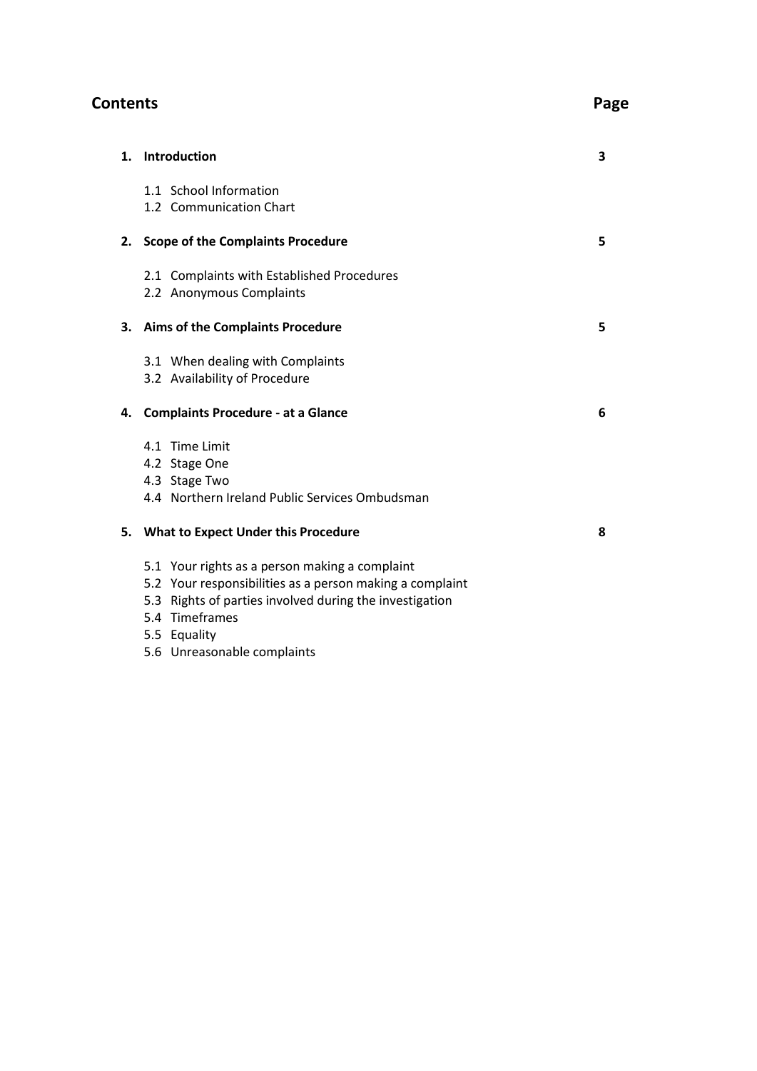## Contents

| Contents | Page |
|---|---|
| **1. Introduction** | **3** |
| 1.1 School Information | |
| 1.2 Communication Chart | |
| **2. Scope of the Complaints Procedure** | **5** |
| 2.1 Complaints with Established Procedures | |
| 2.2 Anonymous Complaints | |
| **3. Aims of the Complaints Procedure** | **5** |
| 3.1 When dealing with Complaints | |
| 3.2 Availability of Procedure | |
| **4. Complaints Procedure - at a Glance** | **6** |
| 4.1 Time Limit | |
| 4.2 Stage One | |
| 4.3 Stage Two | |
| 4.4 Northern Ireland Public Services Ombudsman | |
| **5. What to Expect Under this Procedure** | **8** |
| 5.1 Your rights as a person making a complaint | |
| 5.2 Your responsibilities as a person making a complaint | |
| 5.3 Rights of parties involved during the investigation | |
| 5.4 Timeframes | |
| 5.5 Equality | |
| 5.6 Unreasonable complaints | |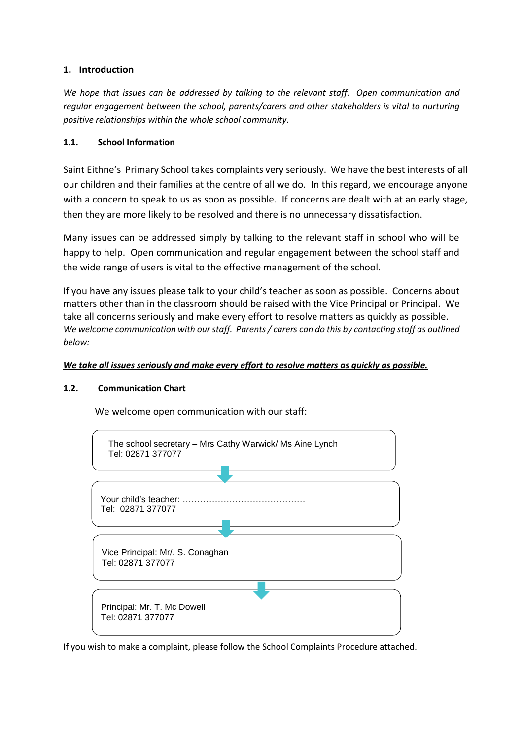## 1. Introduction

*We hope that issues can be addressed by talking to the relevant staff. Open communication and regular engagement between the school, parents/carers and other stakeholders is vital to nurturing positive relationships within the whole school community.*

### 1.1. School Information

Saint Eithne's Primary School takes complaints very seriously. We have the best interests of all our children and their families at the centre of all we do. In this regard, we encourage anyone with a concern to speak to us as soon as possible. If concerns are dealt with at an early stage, then they are more likely to be resolved and there is no unnecessary dissatisfaction.

Many issues can be addressed simply by talking to the relevant staff in school who will be happy to help. Open communication and regular engagement between the school staff and the wide range of users is vital to the effective management of the school.

If you have any issues please talk to your child's teacher as soon as possible. Concerns about matters other than in the classroom should be raised with the Vice Principal or Principal. We take all concerns seriously and make every effort to resolve matters as quickly as possible.
*We welcome communication with our staff. Parents / carers can do this by contacting staff as outlined below:*

***We take all issues seriously and make every effort to resolve matters as quickly as possible.***

### 1.2. Communication Chart

We welcome open communication with our staff:

The school secretary – Mrs Cathy Warwick/ Ms Aine Lynch
Tel: 02871 377077

Your child's teacher: ……………………………………
Tel: 02871 377077

Vice Principal: Mr/. S. Conaghan
Tel: 02871 377077

Principal: Mr. T. Mc Dowell
Tel: 02871 377077

If you wish to make a complaint, please follow the School Complaints Procedure attached.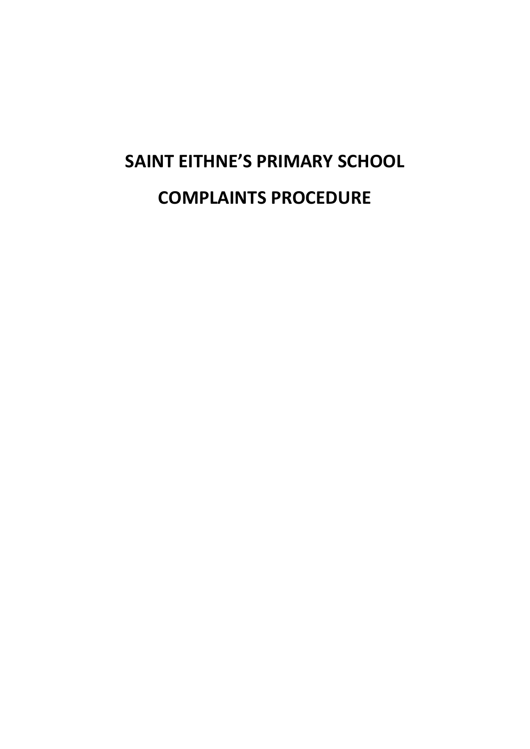# SAINT EITHNE'S PRIMARY SCHOOL

# COMPLAINTS PROCEDURE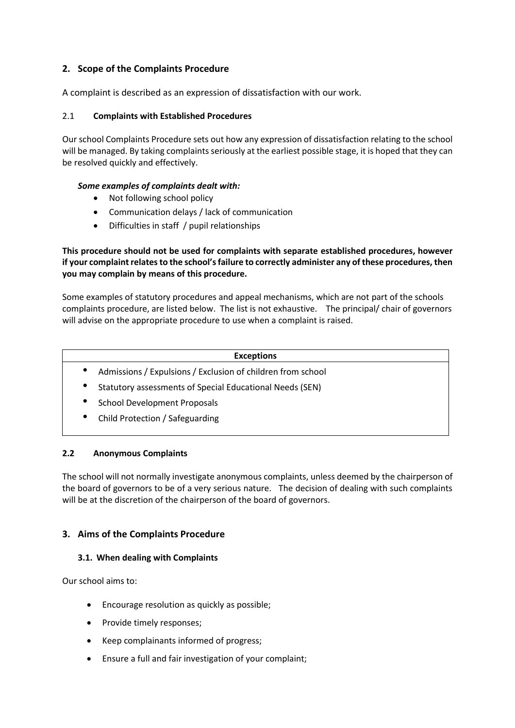## 2. Scope of the Complaints Procedure

A complaint is described as an expression of dissatisfaction with our work.

### 2.1 Complaints with Established Procedures

Our school Complaints Procedure sets out how any expression of dissatisfaction relating to the school will be managed. By taking complaints seriously at the earliest possible stage, it is hoped that they can be resolved quickly and effectively.

***Some examples of complaints dealt with:***

- Not following school policy
- Communication delays / lack of communication
- Difficulties in staff / pupil relationships

**This procedure should not be used for complaints with separate established procedures, however if your complaint relates to the school's failure to correctly administer any of these procedures, then you may complain by means of this procedure.**

Some examples of statutory procedures and appeal mechanisms, which are not part of the schools complaints procedure, are listed below. The list is not exhaustive. The principal/ chair of governors will advise on the appropriate procedure to use when a complaint is raised.

| Exceptions |
| --- |
| • Admissions / Expulsions / Exclusion of children from school<br>• Statutory assessments of Special Educational Needs (SEN)<br>• School Development Proposals<br>• Child Protection / Safeguarding |

### 2.2 Anonymous Complaints

The school will not normally investigate anonymous complaints, unless deemed by the chairperson of the board of governors to be of a very serious nature. The decision of dealing with such complaints will be at the discretion of the chairperson of the board of governors.

## 3. Aims of the Complaints Procedure

### 3.1. When dealing with Complaints

Our school aims to:

- Encourage resolution as quickly as possible;
- Provide timely responses;
- Keep complainants informed of progress;
- Ensure a full and fair investigation of your complaint;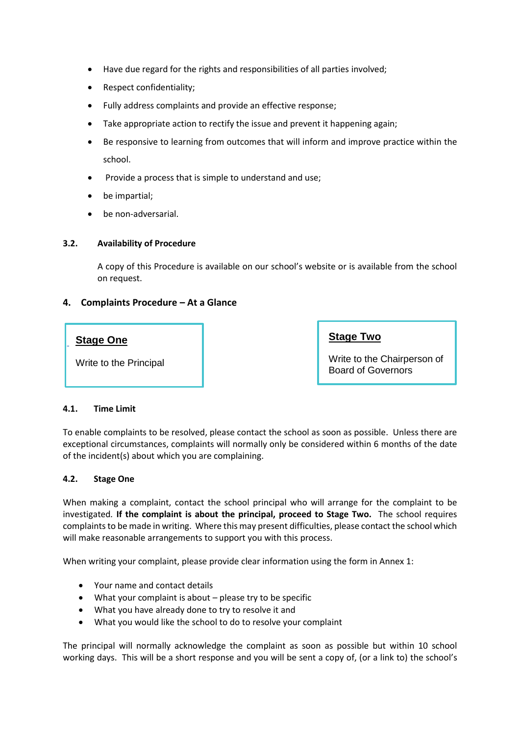- Have due regard for the rights and responsibilities of all parties involved;
- Respect confidentiality;
- Fully address complaints and provide an effective response;
- Take appropriate action to rectify the issue and prevent it happening again;
- Be responsive to learning from outcomes that will inform and improve practice within the school.
- Provide a process that is simple to understand and use;
- be impartial;
- be non-adversarial.

### 3.2. Availability of Procedure

A copy of this Procedure is available on our school's website or is available from the school on request.

## 4. Complaints Procedure – At a Glance

**Stage One**

Write to the Principal

**Stage Two**

Write to the Chairperson of Board of Governors

### 4.1. Time Limit

To enable complaints to be resolved, please contact the school as soon as possible. Unless there are exceptional circumstances, complaints will normally only be considered within 6 months of the date of the incident(s) about which you are complaining.

### 4.2. Stage One

When making a complaint, contact the school principal who will arrange for the complaint to be investigated. **If the complaint is about the principal, proceed to Stage Two.** The school requires complaints to be made in writing. Where this may present difficulties, please contact the school which will make reasonable arrangements to support you with this process.

When writing your complaint, please provide clear information using the form in Annex 1:

- Your name and contact details
- What your complaint is about – please try to be specific
- What you have already done to try to resolve it and
- What you would like the school to do to resolve your complaint

The principal will normally acknowledge the complaint as soon as possible but within 10 school working days. This will be a short response and you will be sent a copy of, (or a link to) the school's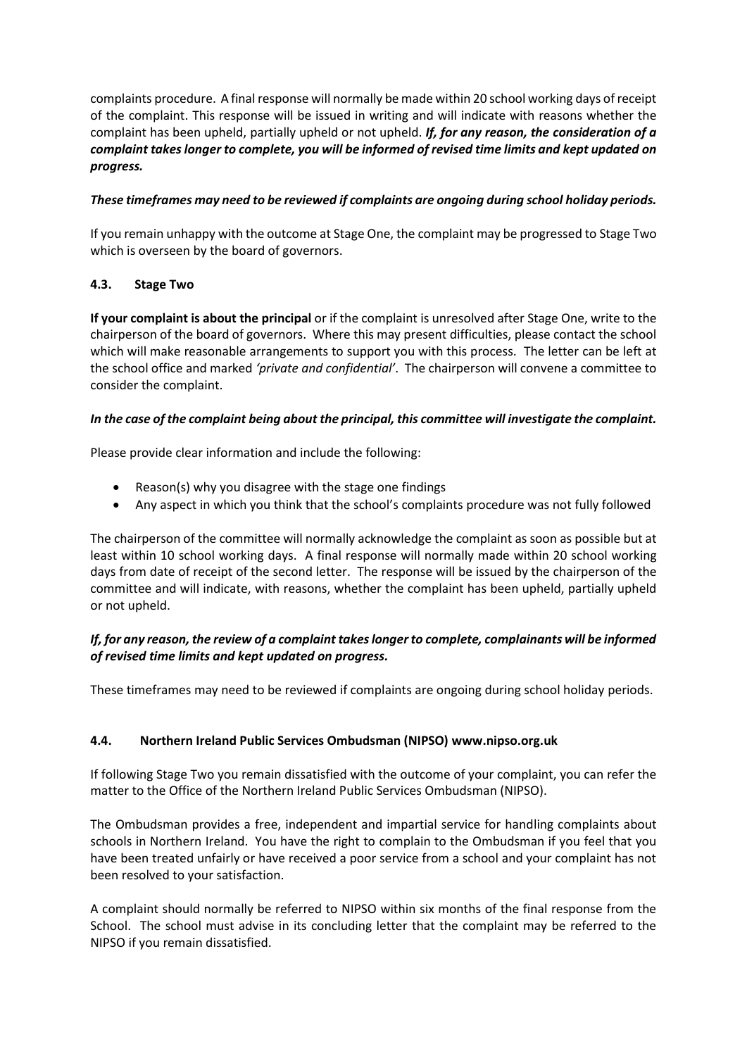complaints procedure. A final response will normally be made within 20 school working days of receipt of the complaint. This response will be issued in writing and will indicate with reasons whether the complaint has been upheld, partially upheld or not upheld. ***If, for any reason, the consideration of a complaint takes longer to complete, you will be informed of revised time limits and kept updated on progress.***

***These timeframes may need to be reviewed if complaints are ongoing during school holiday periods.***

If you remain unhappy with the outcome at Stage One, the complaint may be progressed to Stage Two which is overseen by the board of governors.

### 4.3. Stage Two

**If your complaint is about the principal** or if the complaint is unresolved after Stage One, write to the chairperson of the board of governors. Where this may present difficulties, please contact the school which will make reasonable arrangements to support you with this process. The letter can be left at the school office and marked *'private and confidential'*. The chairperson will convene a committee to consider the complaint.

***In the case of the complaint being about the principal, this committee will investigate the complaint.***

Please provide clear information and include the following:

- Reason(s) why you disagree with the stage one findings
- Any aspect in which you think that the school's complaints procedure was not fully followed

The chairperson of the committee will normally acknowledge the complaint as soon as possible but at least within 10 school working days. A final response will normally made within 20 school working days from date of receipt of the second letter. The response will be issued by the chairperson of the committee and will indicate, with reasons, whether the complaint has been upheld, partially upheld or not upheld.

***If, for any reason, the review of a complaint takes longer to complete, complainants will be informed of revised time limits and kept updated on progress.***

These timeframes may need to be reviewed if complaints are ongoing during school holiday periods.

### 4.4. Northern Ireland Public Services Ombudsman (NIPSO) www.nipso.org.uk

If following Stage Two you remain dissatisfied with the outcome of your complaint, you can refer the matter to the Office of the Northern Ireland Public Services Ombudsman (NIPSO).

The Ombudsman provides a free, independent and impartial service for handling complaints about schools in Northern Ireland. You have the right to complain to the Ombudsman if you feel that you have been treated unfairly or have received a poor service from a school and your complaint has not been resolved to your satisfaction.

A complaint should normally be referred to NIPSO within six months of the final response from the School. The school must advise in its concluding letter that the complaint may be referred to the NIPSO if you remain dissatisfied.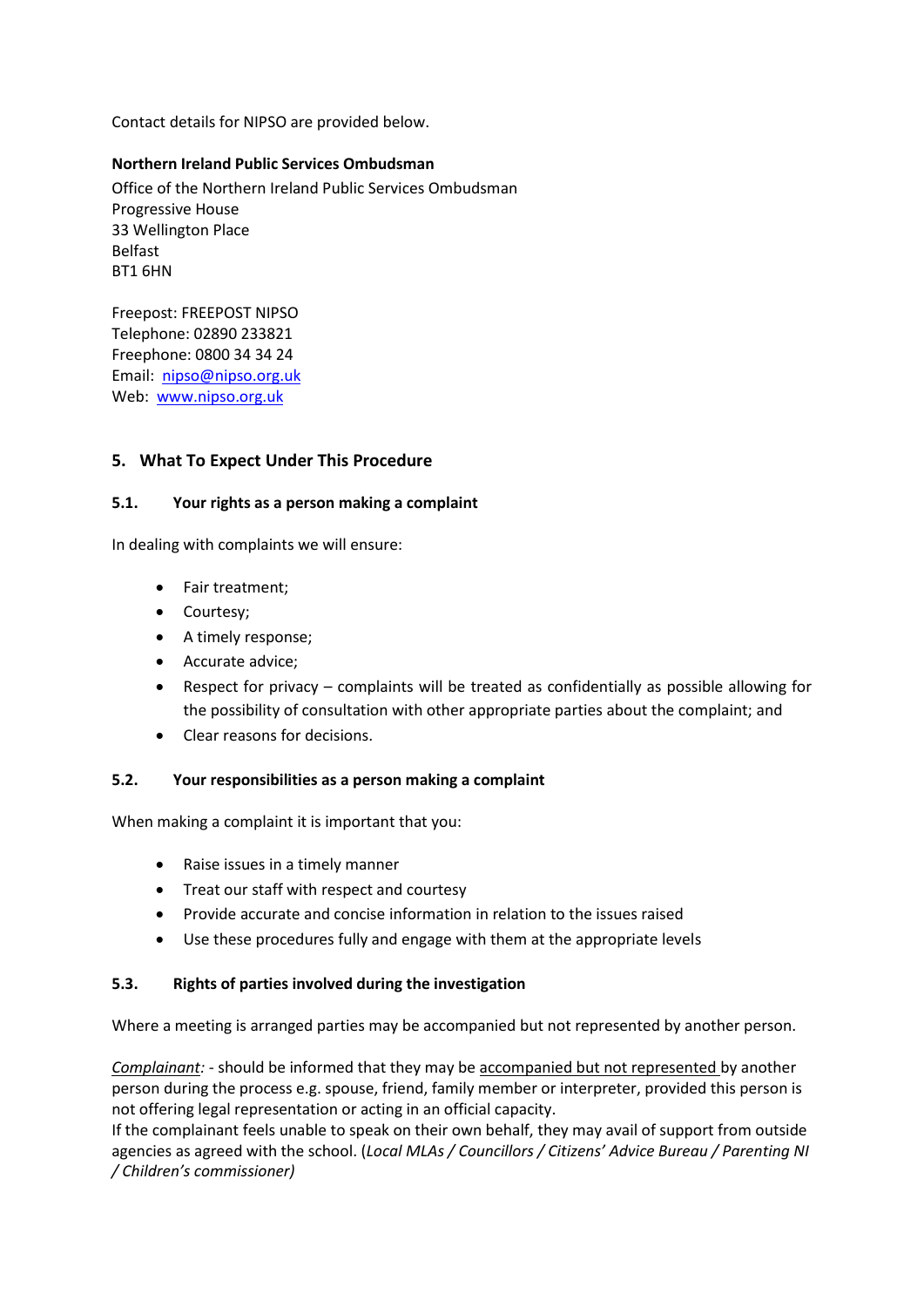Contact details for NIPSO are provided below.

**Northern Ireland Public Services Ombudsman**
Office of the Northern Ireland Public Services Ombudsman
Progressive House
33 Wellington Place
Belfast
BT1 6HN

Freepost: FREEPOST NIPSO
Telephone: 02890 233821
Freephone: 0800 34 34 24
Email: nipso@nipso.org.uk
Web: www.nipso.org.uk

## 5. What To Expect Under This Procedure

### 5.1. Your rights as a person making a complaint

In dealing with complaints we will ensure:

- Fair treatment;
- Courtesy;
- A timely response;
- Accurate advice;
- Respect for privacy – complaints will be treated as confidentially as possible allowing for the possibility of consultation with other appropriate parties about the complaint; and
- Clear reasons for decisions.

### 5.2. Your responsibilities as a person making a complaint

When making a complaint it is important that you:

- Raise issues in a timely manner
- Treat our staff with respect and courtesy
- Provide accurate and concise information in relation to the issues raised
- Use these procedures fully and engage with them at the appropriate levels

### 5.3. Rights of parties involved during the investigation

Where a meeting is arranged parties may be accompanied but not represented by another person.

*Complainant:* - should be informed that they may be accompanied but not represented by another person during the process e.g. spouse, friend, family member or interpreter, provided this person is not offering legal representation or acting in an official capacity.
If the complainant feels unable to speak on their own behalf, they may avail of support from outside agencies as agreed with the school. (*Local MLAs / Councillors / Citizens' Advice Bureau / Parenting NI / Children's commissioner)*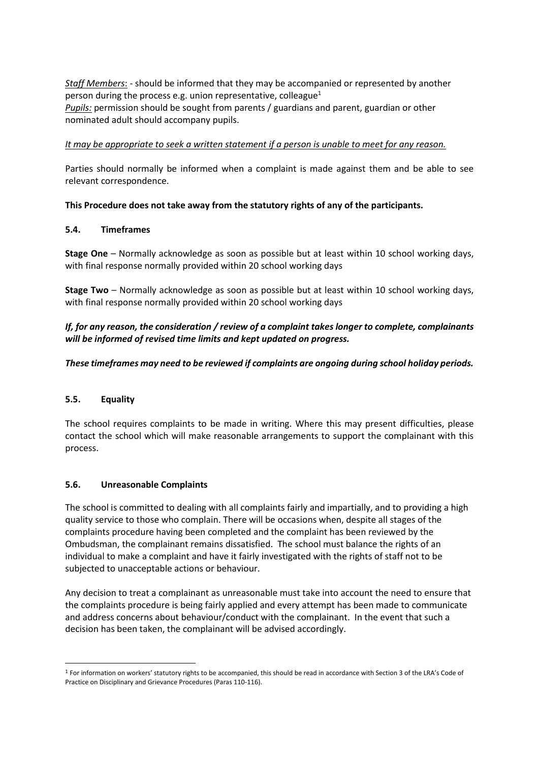*Staff Members*: - should be informed that they may be accompanied or represented by another person during the process e.g. union representative, colleague[1]
*Pupils:* permission should be sought from parents / guardians and parent, guardian or other nominated adult should accompany pupils.

*It may be appropriate to seek a written statement if a person is unable to meet for any reason.*

Parties should normally be informed when a complaint is made against them and be able to see relevant correspondence.

**This Procedure does not take away from the statutory rights of any of the participants.**

### 5.4. Timeframes

**Stage One** – Normally acknowledge as soon as possible but at least within 10 school working days, with final response normally provided within 20 school working days

**Stage Two** – Normally acknowledge as soon as possible but at least within 10 school working days, with final response normally provided within 20 school working days

***If, for any reason, the consideration / review of a complaint takes longer to complete, complainants will be informed of revised time limits and kept updated on progress.***

***These timeframes may need to be reviewed if complaints are ongoing during school holiday periods.***

### 5.5. Equality

The school requires complaints to be made in writing. Where this may present difficulties, please contact the school which will make reasonable arrangements to support the complainant with this process.

### 5.6. Unreasonable Complaints

The school is committed to dealing with all complaints fairly and impartially, and to providing a high quality service to those who complain. There will be occasions when, despite all stages of the complaints procedure having been completed and the complaint has been reviewed by the Ombudsman, the complainant remains dissatisfied. The school must balance the rights of an individual to make a complaint and have it fairly investigated with the rights of staff not to be subjected to unacceptable actions or behaviour.

Any decision to treat a complainant as unreasonable must take into account the need to ensure that the complaints procedure is being fairly applied and every attempt has been made to communicate and address concerns about behaviour/conduct with the complainant. In the event that such a decision has been taken, the complainant will be advised accordingly.

---

[1] For information on workers' statutory rights to be accompanied, this should be read in accordance with Section 3 of the LRA's Code of Practice on Disciplinary and Grievance Procedures (Paras 110-116).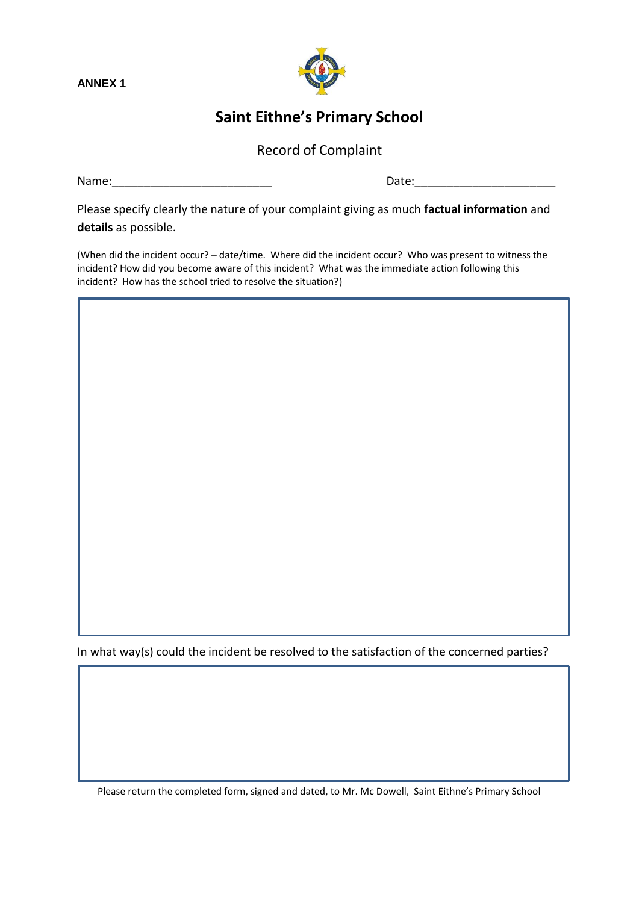**ANNEX 1**

# Saint Eithne's Primary School

## Record of Complaint

Name:_________________________ Date:_____________________

Please specify clearly the nature of your complaint giving as much **factual information** and **details** as possible.

(When did the incident occur? – date/time. Where did the incident occur? Who was present to witness the incident? How did you become aware of this incident? What was the immediate action following this incident? How has the school tried to resolve the situation?)

In what way(s) could the incident be resolved to the satisfaction of the concerned parties?

Please return the completed form, signed and dated, to Mr. Mc Dowell, Saint Eithne's Primary School